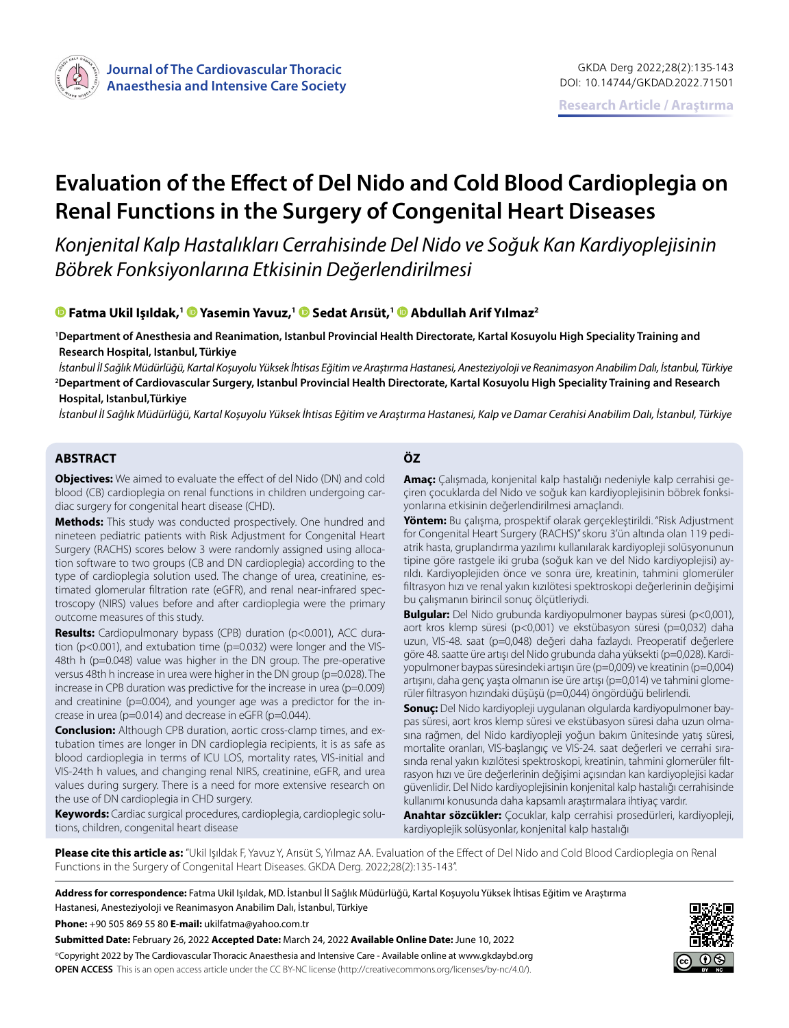Journal of The Cardiovascular Thoracic Anaesthesia and Intensive Care Society

GKDA Derg 2022;28(2):135-143
DOI: 10.14744/GKDAD.2022.71501

**Research Article / Araştırma**

# Evaluation of the Effect of Del Nido and Cold Blood Cardioplegia on Renal Functions in the Surgery of Congenital Heart Diseases

*Konjenital Kalp Hastalıkları Cerrahisinde Del Nido ve Soğuk Kan Kardiyoplejisinin Böbrek Fonksiyonlarına Etkisinin Değerlendirilmesi*

**Fatma Ukil Işıldak,[1] Yasemin Yavuz,[1] Sedat Arısüt,[1] Abdullah Arif Yılmaz[2]**

[1]**Department of Anesthesia and Reanimation, Istanbul Provincial Health Directorate, Kartal Kosuyolu High Speciality Training and Research Hospital, Istanbul, Türkiye**

*İstanbul İl Sağlık Müdürlüğü, Kartal Koşuyolu Yüksek İhtisas Eğitim ve Araştırma Hastanesi, Anesteziyoloji ve Reanimasyon Anabilim Dalı, İstanbul, Türkiye*

[2]**Department of Cardiovascular Surgery, Istanbul Provincial Health Directorate, Kartal Kosuyolu High Speciality Training and Research Hospital, Istanbul,Türkiye**

*İstanbul İl Sağlık Müdürlüğü, Kartal Koşuyolu Yüksek İhtisas Eğitim ve Araştırma Hastanesi, Kalp ve Damar Cerahisi Anabilim Dalı, İstanbul, Türkiye*

## ABSTRACT

**Objectives:** We aimed to evaluate the effect of del Nido (DN) and cold blood (CB) cardioplegia on renal functions in children undergoing cardiac surgery for congenital heart disease (CHD).

**Methods:** This study was conducted prospectively. One hundred and nineteen pediatric patients with Risk Adjustment for Congenital Heart Surgery (RACHS) scores below 3 were randomly assigned using allocation software to two groups (CB and DN cardioplegia) according to the type of cardioplegia solution used. The change of urea, creatinine, estimated glomerular filtration rate (eGFR), and renal near-infrared spectroscopy (NIRS) values before and after cardioplegia were the primary outcome measures of this study.

**Results:** Cardiopulmonary bypass (CPB) duration (p<0.001), ACC duration (p<0.001), and extubation time (p=0.032) were longer and the VIS-48th h (p=0.048) value was higher in the DN group. The pre-operative versus 48th h increase in urea were higher in the DN group (p=0.028). The increase in CPB duration was predictive for the increase in urea (p=0.009) and creatinine (p=0.004), and younger age was a predictor for the increase in urea (p=0.014) and decrease in eGFR (p=0.044).

**Conclusion:** Although CPB duration, aortic cross-clamp times, and extubation times are longer in DN cardioplegia recipients, it is as safe as blood cardioplegia in terms of ICU LOS, mortality rates, VIS-initial and VIS-24th h values, and changing renal NIRS, creatinine, eGFR, and urea values during surgery. There is a need for more extensive research on the use of DN cardioplegia in CHD surgery.

**Keywords:** Cardiac surgical procedures, cardioplegia, cardioplegic solutions, children, congenital heart disease

## ÖZ

**Amaç:** Çalışmada, konjenital kalp hastalığı nedeniyle kalp cerrahisi geçiren çocuklarda del Nido ve soğuk kan kardiyoplejisinin böbrek fonksiyonlarına etkisinin değerlendirilmesi amaçlandı.

**Yöntem:** Bu çalışma, prospektif olarak gerçekleştirildi. "Risk Adjustment for Congenital Heart Surgery (RACHS)" skoru 3'ün altında olan 119 pediatrik hasta, gruplandırma yazılımı kullanılarak kardiyopleji solüsyonunun tipine göre rastgele iki gruba (soğuk kan ve del Nido kardiyoplejisi) ayrıldı. Kardiyoplejiden önce ve sonra üre, kreatinin, tahmini glomerüler filtrasyon hızı ve renal yakın kızılötesi spektroskopi değerlerinin değişimi bu çalışmanın birincil sonuç ölçütleriydi.

**Bulgular:** Del Nido grubunda kardiyopulmoner baypas süresi (p<0,001), aort kros klemp süresi (p<0,001) ve ekstübasyon süresi (p=0,032) daha uzun, VIS-48. saat (p=0,048) değeri daha fazlaydı. Preoperatif değerlere göre 48. saatte üre artışı del Nido grubunda daha yüksekti (p=0,028). Kardiyopulmoner baypas süresindeki artışın üre (p=0,009) ve kreatinin (p=0,004) artışını, daha genç yaşta olmanın ise üre artışı (p=0,014) ve tahmini glomerüler filtrasyon hızındaki düşüşü (p=0,044) öngördüğü belirlendi.

**Sonuç:** Del Nido kardiyopleji uygulanan olgularda kardiyopulmoner baypas süresi, aort kros klemp süresi ve ekstübasyon süresi daha uzun olmasına rağmen, del Nido kardiyopleji yoğun bakım ünitesinde yatış süresi, mortalite oranları, VIS-başlangıç ve VIS-24. saat değerleri ve cerrahi sırasında renal yakın kızılötesi spektroskopi, kreatinin, tahmini glomerüler filtrasyon hızı ve üre değerlerinin değişimi açısından kan kardiyoplejisi kadar güvenlidir. Del Nido kardiyoplejisinin konjenital kalp hastalığı cerrahisinde kullanımı konusunda daha kapsamlı araştırmalara ihtiyaç vardır.

**Anahtar sözcükler:** Çocuklar, kalp cerrahisi prosedürleri, kardiyopleji, kardiyoplejik solüsyonlar, konjenital kalp hastalığı

**Please cite this article as:** "Ukil Işıldak F, Yavuz Y, Arısüt S, Yılmaz AA. Evaluation of the Effect of Del Nido and Cold Blood Cardioplegia on Renal Functions in the Surgery of Congenital Heart Diseases. GKDA Derg. 2022;28(2):135-143".

**Address for correspondence:** Fatma Ukil Işıldak, MD. İstanbul İl Sağlık Müdürlüğü, Kartal Koşuyolu Yüksek İhtisas Eğitim ve Araştırma Hastanesi, Anesteziyoloji ve Reanimasyon Anabilim Dalı, İstanbul, Türkiye

**Phone:** +90 505 869 55 80 **E-mail:** ukilfatma@yahoo.com.tr

**Submitted Date:** February 26, 2022 **Accepted Date:** March 24, 2022 **Available Online Date:** June 10, 2022

©Copyright 2022 by The Cardiovascular Thoracic Anaesthesia and Intensive Care - Available online at www.gkdaybd.org

**OPEN ACCESS** This is an open access article under the CC BY-NC license (http://creativecommons.org/licenses/by-nc/4.0/).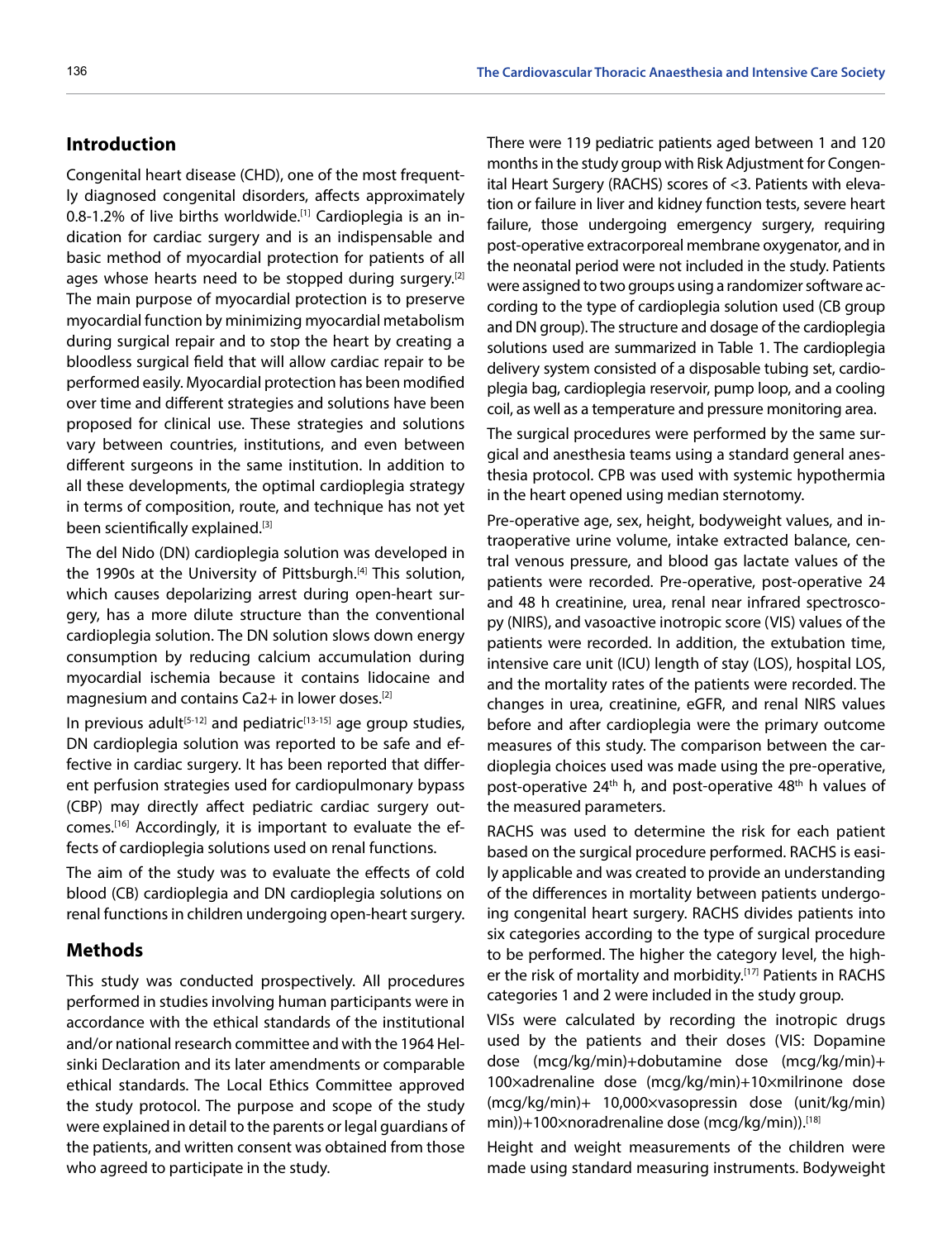## Introduction

Congenital heart disease (CHD), one of the most frequently diagnosed congenital disorders, affects approximately 0.8-1.2% of live births worldwide.[1] Cardioplegia is an indication for cardiac surgery and is an indispensable and basic method of myocardial protection for patients of all ages whose hearts need to be stopped during surgery.[2] The main purpose of myocardial protection is to preserve myocardial function by minimizing myocardial metabolism during surgical repair and to stop the heart by creating a bloodless surgical field that will allow cardiac repair to be performed easily. Myocardial protection has been modified over time and different strategies and solutions have been proposed for clinical use. These strategies and solutions vary between countries, institutions, and even between different surgeons in the same institution. In addition to all these developments, the optimal cardioplegia strategy in terms of composition, route, and technique has not yet been scientifically explained.[3]

The del Nido (DN) cardioplegia solution was developed in the 1990s at the University of Pittsburgh.[4] This solution, which causes depolarizing arrest during open-heart surgery, has a more dilute structure than the conventional cardioplegia solution. The DN solution slows down energy consumption by reducing calcium accumulation during myocardial ischemia because it contains lidocaine and magnesium and contains $Ca^{2+}$ in lower doses.[2]

In previous adult[5-12] and pediatric[13-15] age group studies, DN cardioplegia solution was reported to be safe and effective in cardiac surgery. It has been reported that different perfusion strategies used for cardiopulmonary bypass (CBP) may directly affect pediatric cardiac surgery outcomes.[16] Accordingly, it is important to evaluate the effects of cardioplegia solutions used on renal functions.

The aim of the study was to evaluate the effects of cold blood (CB) cardioplegia and DN cardioplegia solutions on renal functions in children undergoing open-heart surgery.

## Methods

This study was conducted prospectively. All procedures performed in studies involving human participants were in accordance with the ethical standards of the institutional and/or national research committee and with the 1964 Helsinki Declaration and its later amendments or comparable ethical standards. The Local Ethics Committee approved the study protocol. The purpose and scope of the study were explained in detail to the parents or legal guardians of the patients, and written consent was obtained from those who agreed to participate in the study.

There were 119 pediatric patients aged between 1 and 120 months in the study group with Risk Adjustment for Congenital Heart Surgery (RACHS) scores of <3. Patients with elevation or failure in liver and kidney function tests, severe heart failure, those undergoing emergency surgery, requiring post-operative extracorporeal membrane oxygenator, and in the neonatal period were not included in the study. Patients were assigned to two groups using a randomizer software according to the type of cardioplegia solution used (CB group and DN group). The structure and dosage of the cardioplegia solutions used are summarized in Table 1. The cardioplegia delivery system consisted of a disposable tubing set, cardioplegia bag, cardioplegia reservoir, pump loop, and a cooling coil, as well as a temperature and pressure monitoring area.

The surgical procedures were performed by the same surgical and anesthesia teams using a standard general anesthesia protocol. CPB was used with systemic hypothermia in the heart opened using median sternotomy.

Pre-operative age, sex, height, bodyweight values, and intraoperative urine volume, intake extracted balance, central venous pressure, and blood gas lactate values of the patients were recorded. Pre-operative, post-operative 24 and 48 h creatinine, urea, renal near infrared spectroscopy (NIRS), and vasoactive inotropic score (VIS) values of the patients were recorded. In addition, the extubation time, intensive care unit (ICU) length of stay (LOS), hospital LOS, and the mortality rates of the patients were recorded. The changes in urea, creatinine, eGFR, and renal NIRS values before and after cardioplegia were the primary outcome measures of this study. The comparison between the cardioplegia choices used was made using the pre-operative, post-operative 24$^{th}$ h, and post-operative 48$^{th}$ h values of the measured parameters.

RACHS was used to determine the risk for each patient based on the surgical procedure performed. RACHS is easily applicable and was created to provide an understanding of the differences in mortality between patients undergoing congenital heart surgery. RACHS divides patients into six categories according to the type of surgical procedure to be performed. The higher the category level, the higher the risk of mortality and morbidity.[17] Patients in RACHS categories 1 and 2 were included in the study group.

VISs were calculated by recording the inotropic drugs used by the patients and their doses (VIS: Dopamine dose (mcg/kg/min)+dobutamine dose (mcg/kg/min)+ 100×adrenaline dose (mcg/kg/min)+10×milrinone dose (mcg/kg/min)+ 10,000×vasopressin dose (unit/kg/min) min))+100×noradrenaline dose (mcg/kg/min)).[18]

Height and weight measurements of the children were made using standard measuring instruments. Bodyweight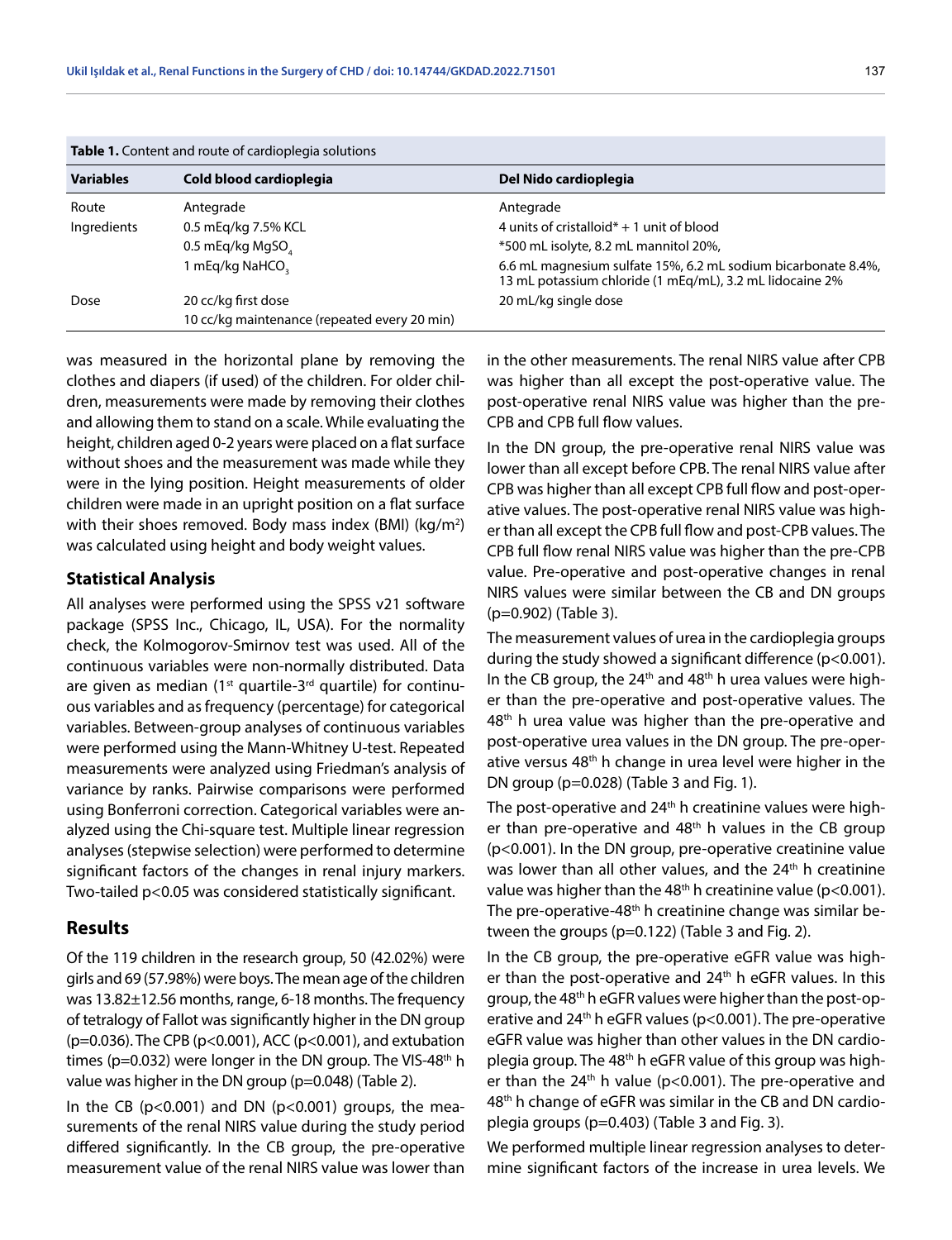**Table 1.** Content and route of cardioplegia solutions

| Variables | Cold blood cardioplegia | Del Nido cardioplegia |
|---|---|---|
| Route | Antegrade | Antegrade |
| Ingredients | 0.5 mEq/kg 7.5% KCL | 4 units of cristalloid* + 1 unit of blood |
| | 0.5 mEq/kg $MgSO_4$ | *500 mL isolyte, 8.2 mL mannitol 20%, |
| | 1 mEq/kg $NaHCO_3$ | 6.6 mL magnesium sulfate 15%, 6.2 mL sodium bicarbonate 8.4%, 13 mL potassium chloride (1 mEq/mL), 3.2 mL lidocaine 2% |
| Dose | 20 cc/kg first dose | 20 mL/kg single dose |
| | 10 cc/kg maintenance (repeated every 20 min) | |

was measured in the horizontal plane by removing the clothes and diapers (if used) of the children. For older children, measurements were made by removing their clothes and allowing them to stand on a scale. While evaluating the height, children aged 0-2 years were placed on a flat surface without shoes and the measurement was made while they were in the lying position. Height measurements of older children were made in an upright position on a flat surface with their shoes removed. Body mass index (BMI) (kg/m$^2$) was calculated using height and body weight values.

### Statistical Analysis

All analyses were performed using the SPSS v21 software package (SPSS Inc., Chicago, IL, USA). For the normality check, the Kolmogorov-Smirnov test was used. All of the continuous variables were non-normally distributed. Data are given as median (1$^{st}$ quartile-3$^{rd}$ quartile) for continuous variables and as frequency (percentage) for categorical variables. Between-group analyses of continuous variables were performed using the Mann-Whitney U-test. Repeated measurements were analyzed using Friedman's analysis of variance by ranks. Pairwise comparisons were performed using Bonferroni correction. Categorical variables were analyzed using the Chi-square test. Multiple linear regression analyses (stepwise selection) were performed to determine significant factors of the changes in renal injury markers. Two-tailed $p<0.05$ was considered statistically significant.

## Results

Of the 119 children in the research group, 50 (42.02%) were girls and 69 (57.98%) were boys. The mean age of the children was 13.82±12.56 months, range, 6-18 months. The frequency of tetralogy of Fallot was significantly higher in the DN group ($p=0.036$). The CPB ($p<0.001$), ACC ($p<0.001$), and extubation times ($p=0.032$) were longer in the DN group. The VIS-48$^{th}$ h value was higher in the DN group ($p=0.048$) (Table 2).

In the CB ($p<0.001$) and DN ($p<0.001$) groups, the measurements of the renal NIRS value during the study period differed significantly. In the CB group, the pre-operative measurement value of the renal NIRS value was lower than in the other measurements. The renal NIRS value after CPB was higher than all except the post-operative value. The post-operative renal NIRS value was higher than the pre-CPB and CPB full flow values.

In the DN group, the pre-operative renal NIRS value was lower than all except before CPB. The renal NIRS value after CPB was higher than all except CPB full flow and post-operative values. The post-operative renal NIRS value was higher than all except the CPB full flow and post-CPB values. The CPB full flow renal NIRS value was higher than the pre-CPB value. Pre-operative and post-operative changes in renal NIRS values were similar between the CB and DN groups ($p=0.902$) (Table 3).

The measurement values of urea in the cardioplegia groups during the study showed a significant difference ($p<0.001$). In the CB group, the 24$^{th}$ and 48$^{th}$ h urea values were higher than the pre-operative and post-operative values. The 48$^{th}$ h urea value was higher than the pre-operative and post-operative urea values in the DN group. The pre-operative versus 48$^{th}$ h change in urea level were higher in the DN group ($p=0.028$) (Table 3 and Fig. 1).

The post-operative and 24$^{th}$ h creatinine values were higher than pre-operative and 48$^{th}$ h values in the CB group ($p<0.001$). In the DN group, pre-operative creatinine value was lower than all other values, and the 24$^{th}$ h creatinine value was higher than the 48$^{th}$ h creatinine value ($p<0.001$). The pre-operative-48$^{th}$ h creatinine change was similar between the groups ($p=0.122$) (Table 3 and Fig. 2).

In the CB group, the pre-operative eGFR value was higher than the post-operative and 24$^{th}$ h eGFR values. In this group, the 48$^{th}$ h eGFR values were higher than the post-operative and 24$^{th}$ h eGFR values ($p<0.001$). The pre-operative eGFR value was higher than other values in the DN cardioplegia group. The 48$^{th}$ h eGFR value of this group was higher than the 24$^{th}$ h value ($p<0.001$). The pre-operative and 48$^{th}$ h change of eGFR was similar in the CB and DN cardioplegia groups ($p=0.403$) (Table 3 and Fig. 3).

We performed multiple linear regression analyses to determine significant factors of the increase in urea levels. We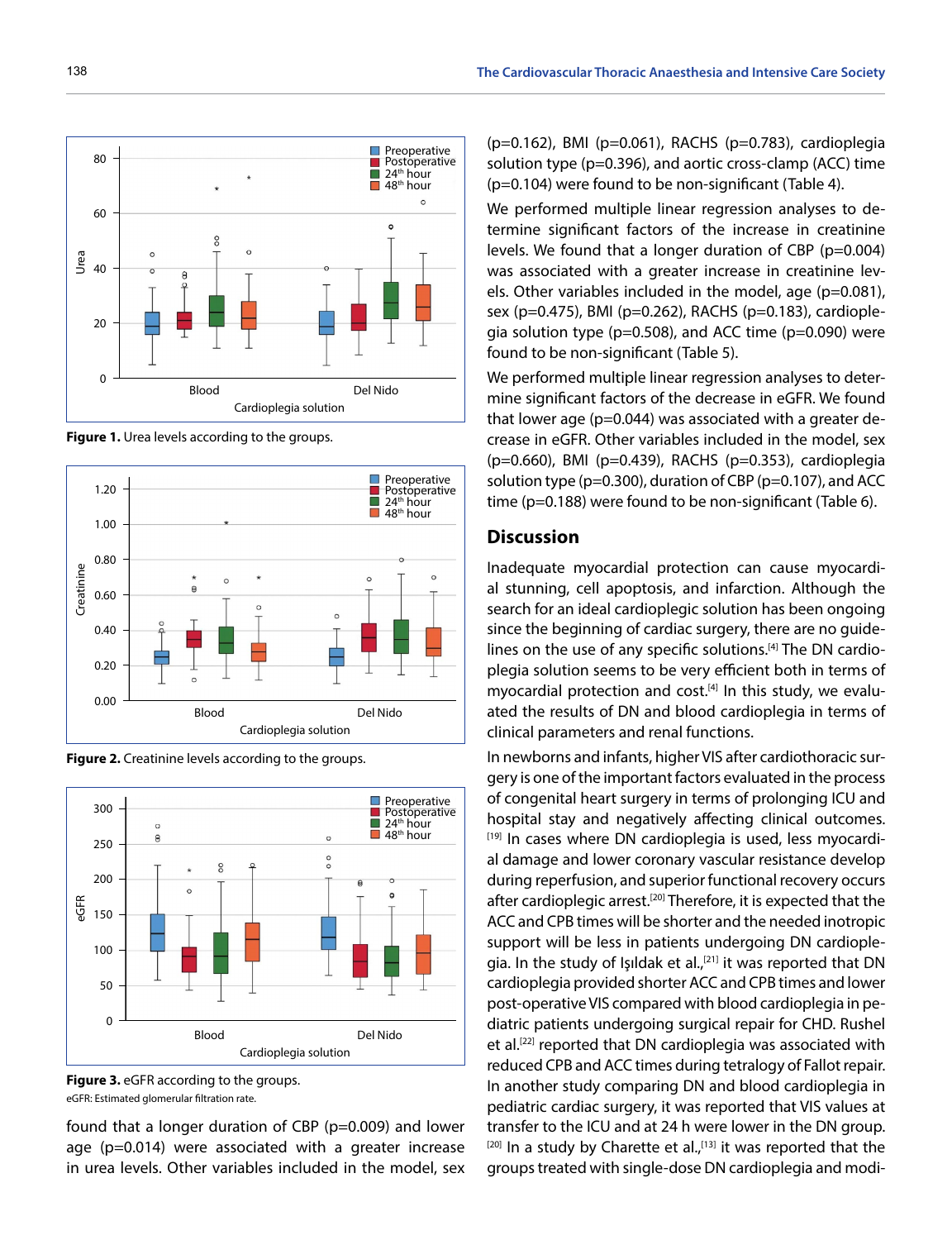Figure 1. Urea levels according to the groups.

Figure 2. Creatinine levels according to the groups.

Figure 3. eGFR according to the groups.

eGFR: Estimated glomerular filtration rate.

found that a longer duration of CBP (p=0.009) and lower age (p=0.014) were associated with a greater increase in urea levels. Other variables included in the model, sex (p=0.162), BMI (p=0.061), RACHS (p=0.783), cardioplegia solution type (p=0.396), and aortic cross-clamp (ACC) time (p=0.104) were found to be non-significant (Table 4).

We performed multiple linear regression analyses to determine significant factors of the increase in creatinine levels. We found that a longer duration of CBP (p=0.004) was associated with a greater increase in creatinine levels. Other variables included in the model, age (p=0.081), sex (p=0.475), BMI (p=0.262), RACHS (p=0.183), cardioplegia solution type (p=0.508), and ACC time (p=0.090) were found to be non-significant (Table 5).

We performed multiple linear regression analyses to determine significant factors of the decrease in eGFR. We found that lower age (p=0.044) was associated with a greater decrease in eGFR. Other variables included in the model, sex (p=0.660), BMI (p=0.439), RACHS (p=0.353), cardioplegia solution type (p=0.300), duration of CBP (p=0.107), and ACC time (p=0.188) were found to be non-significant (Table 6).

## Discussion

Inadequate myocardial protection can cause myocardial stunning, cell apoptosis, and infarction. Although the search for an ideal cardioplegic solution has been ongoing since the beginning of cardiac surgery, there are no guidelines on the use of any specific solutions.[4] The DN cardioplegia solution seems to be very efficient both in terms of myocardial protection and cost.[4] In this study, we evaluated the results of DN and blood cardioplegia in terms of clinical parameters and renal functions.

In newborns and infants, higher VIS after cardiothoracic surgery is one of the important factors evaluated in the process of congenital heart surgery in terms of prolonging ICU and hospital stay and negatively affecting clinical outcomes.[19] In cases where DN cardioplegia is used, less myocardial damage and lower coronary vascular resistance develop during reperfusion, and superior functional recovery occurs after cardioplegic arrest.[20] Therefore, it is expected that the ACC and CPB times will be shorter and the needed inotropic support will be less in patients undergoing DN cardioplegia. In the study of Işıldak et al.,[21] it was reported that DN cardioplegia provided shorter ACC and CPB times and lower post-operative VIS compared with blood cardioplegia in pediatric patients undergoing surgical repair for CHD. Rushel et al.[22] reported that DN cardioplegia was associated with reduced CPB and ACC times during tetralogy of Fallot repair. In another study comparing DN and blood cardioplegia in pediatric cardiac surgery, it was reported that VIS values at transfer to the ICU and at 24 h were lower in the DN group.[20] In a study by Charette et al.,[13] it was reported that the groups treated with single-dose DN cardioplegia and modi-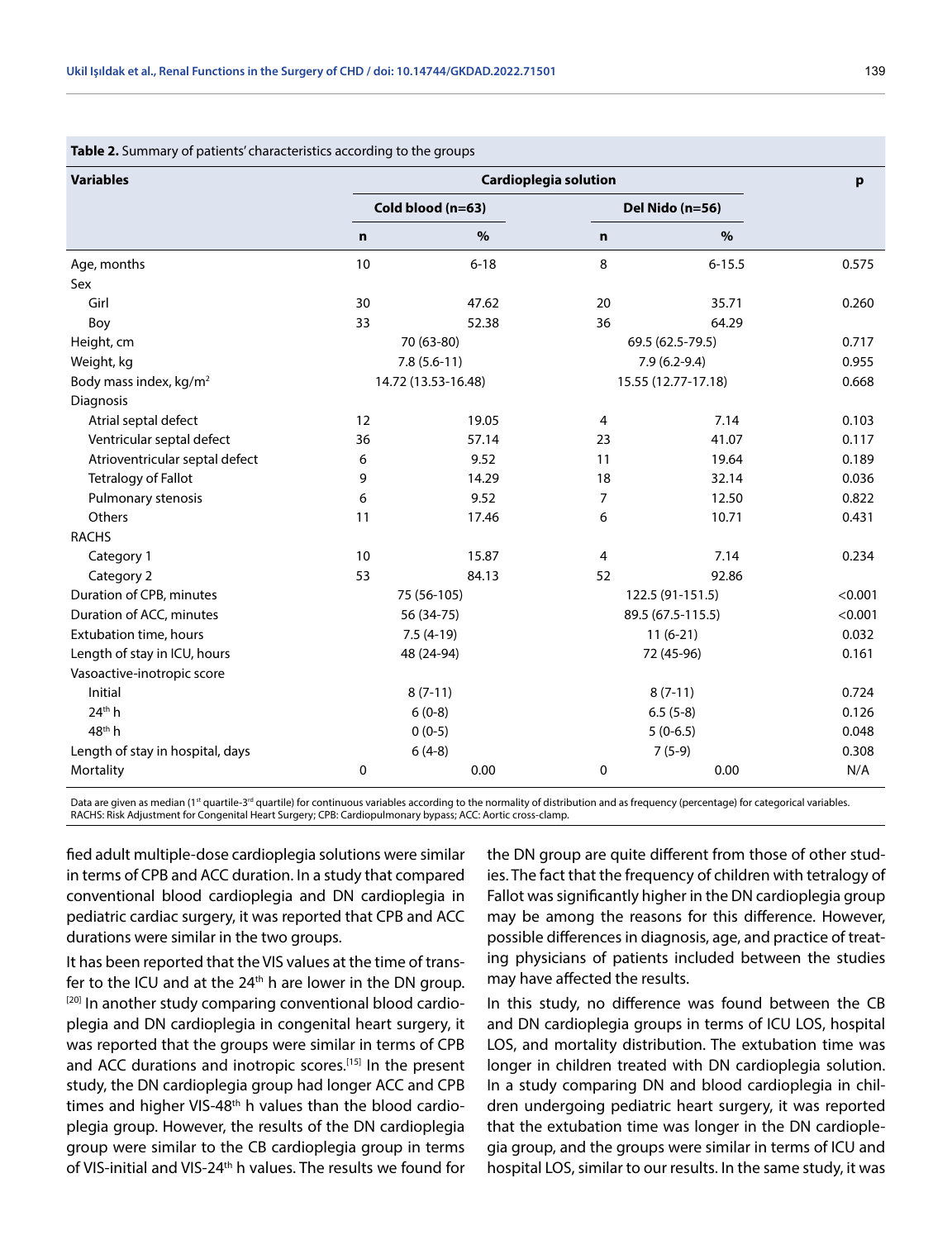**Table 2.** Summary of patients' characteristics according to the groups

| Variables | Cardioplegia solution | | | | p |
|---|---|---|---|---|---|
| | Cold blood (n=63) | | Del Nido (n=56) | | |
| | n | % | n | % | |
| Age, months | 10 | 6-18 | 8 | 6-15.5 | 0.575 |
| Sex | | | | | |
| Girl | 30 | 47.62 | 20 | 35.71 | 0.260 |
| Boy | 33 | 52.38 | 36 | 64.29 | |
| Height, cm | 70 (63-80) | | 69.5 (62.5-79.5) | | 0.717 |
| Weight, kg | 7.8 (5.6-11) | | 7.9 (6.2-9.4) | | 0.955 |
| Body mass index, kg/m$^2$ | 14.72 (13.53-16.48) | | 15.55 (12.77-17.18) | | 0.668 |
| Diagnosis | | | | | |
| Atrial septal defect | 12 | 19.05 | 4 | 7.14 | 0.103 |
| Ventricular septal defect | 36 | 57.14 | 23 | 41.07 | 0.117 |
| Atrioventricular septal defect | 6 | 9.52 | 11 | 19.64 | 0.189 |
| Tetralogy of Fallot | 9 | 14.29 | 18 | 32.14 | 0.036 |
| Pulmonary stenosis | 6 | 9.52 | 7 | 12.50 | 0.822 |
| Others | 11 | 17.46 | 6 | 10.71 | 0.431 |
| RACHS | | | | | |
| Category 1 | 10 | 15.87 | 4 | 7.14 | 0.234 |
| Category 2 | 53 | 84.13 | 52 | 92.86 | |
| Duration of CPB, minutes | 75 (56-105) | | 122.5 (91-151.5) | | <0.001 |
| Duration of ACC, minutes | 56 (34-75) | | 89.5 (67.5-115.5) | | <0.001 |
| Extubation time, hours | 7.5 (4-19) | | 11 (6-21) | | 0.032 |
| Length of stay in ICU, hours | 48 (24-94) | | 72 (45-96) | | 0.161 |
| Vasoactive-inotropic score | | | | | |
| Initial | 8 (7-11) | | 8 (7-11) | | 0.724 |
| 24$^{th}$ h | 6 (0-8) | | 6.5 (5-8) | | 0.126 |
| 48$^{th}$ h | 0 (0-5) | | 5 (0-6.5) | | 0.048 |
| Length of stay in hospital, days | 6 (4-8) | | 7 (5-9) | | 0.308 |
| Mortality | 0 | 0.00 | 0 | 0.00 | N/A |

Data are given as median (1$^{st}$ quartile-3$^{rd}$ quartile) for continuous variables according to the normality of distribution and as frequency (percentage) for categorical variables.
RACHS: Risk Adjustment for Congenital Heart Surgery; CPB: Cardiopulmonary bypass; ACC: Aortic cross-clamp.

fied adult multiple-dose cardioplegia solutions were similar in terms of CPB and ACC duration. In a study that compared conventional blood cardioplegia and DN cardioplegia in pediatric cardiac surgery, it was reported that CPB and ACC durations were similar in the two groups.

It has been reported that the VIS values at the time of transfer to the ICU and at the 24$^{th}$ h are lower in the DN group.[20] In another study comparing conventional blood cardioplegia and DN cardioplegia in congenital heart surgery, it was reported that the groups were similar in terms of CPB and ACC durations and inotropic scores.[15] In the present study, the DN cardioplegia group had longer ACC and CPB times and higher VIS-48$^{th}$ h values than the blood cardioplegia group. However, the results of the DN cardioplegia group were similar to the CB cardioplegia group in terms of VIS-initial and VIS-24$^{th}$ h values. The results we found for the DN group are quite different from those of other studies. The fact that the frequency of children with tetralogy of Fallot was significantly higher in the DN cardioplegia group may be among the reasons for this difference. However, possible differences in diagnosis, age, and practice of treating physicians of patients included between the studies may have affected the results.

In this study, no difference was found between the CB and DN cardioplegia groups in terms of ICU LOS, hospital LOS, and mortality distribution. The extubation time was longer in children treated with DN cardioplegia solution. In a study comparing DN and blood cardioplegia in children undergoing pediatric heart surgery, it was reported that the extubation time was longer in the DN cardioplegia group, and the groups were similar in terms of ICU and hospital LOS, similar to our results. In the same study, it was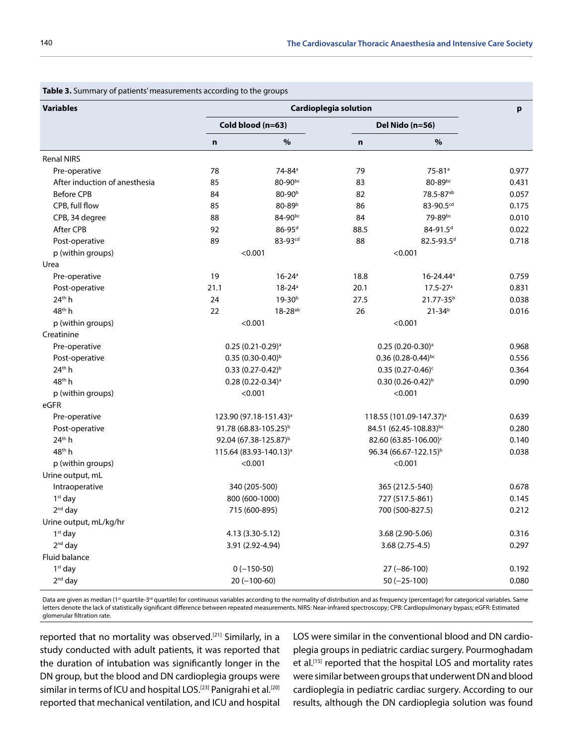**Table 3.** Summary of patients' measurements according to the groups

| Variables | Cardioplegia solution | | | | p |
|---|---|---|---|---|---|
| | Cold blood (n=63) | | Del Nido (n=56) | | |
| | n | % | n | % | |
| Renal NIRS | | | | | |
| Pre-operative | 78 | 74-84[a] | 79 | 75-81[a] | 0.977 |
| After induction of anesthesia | 85 | 80-90[bc] | 83 | 80-89[bc] | 0.431 |
| Before CPB | 84 | 80-90[b] | 82 | 78.5-87[ab] | 0.057 |
| CPB, full flow | 85 | 80-89[b] | 86 | 83-90.5[cd] | 0.175 |
| CPB, 34 degree | 88 | 84-90[bc] | 84 | 79-89[bc] | 0.010 |
| After CPB | 92 | 86-95[d] | 88.5 | 84-91.5[d] | 0.022 |
| Post-operative | 89 | 83-93[cd] | 88 | 82.5-93.5[d] | 0.718 |
| p (within groups) | <0.001 | | <0.001 | | |
| Urea | | | | | |
| Pre-operative | 19 | 16-24[a] | 18.8 | 16-24.44[a] | 0.759 |
| Post-operative | 21.1 | 18-24[a] | 20.1 | 17.5-27[a] | 0.831 |
| 24th h | 24 | 19-30[b] | 27.5 | 21.77-35[b] | 0.038 |
| 48th h | 22 | 18-28[ab] | 26 | 21-34[b] | 0.016 |
| p (within groups) | <0.001 | | <0.001 | | |
| Creatinine | | | | | |
| Pre-operative | 0.25 (0.21-0.29)[a] | | 0.25 (0.20-0.30)[a] | | 0.968 |
| Post-operative | 0.35 (0.30-0.40)[b] | | 0.36 (0.28-0.44)[bc] | | 0.556 |
| 24th h | 0.33 (0.27-0.42)[b] | | 0.35 (0.27-0.46)[c] | | 0.364 |
| 48th h | 0.28 (0.22-0.34)[a] | | 0.30 (0.26-0.42)[b] | | 0.090 |
| p (within groups) | <0.001 | | <0.001 | | |
| eGFR | | | | | |
| Pre-operative | 123.90 (97.18-151.43)[a] | | 118.55 (101.09-147.37)[a] | | 0.639 |
| Post-operative | 91.78 (68.83-105.25)[b] | | 84.51 (62.45-108.83)[bc] | | 0.280 |
| 24th h | 92.04 (67.38-125.87)[b] | | 82.60 (63.85-106.00)[c] | | 0.140 |
| 48th h | 115.64 (83.93-140.13)[a] | | 96.34 (66.67-122.15)[b] | | 0.038 |
| p (within groups) | <0.001 | | <0.001 | | |
| Urine output, mL | | | | | |
| Intraoperative | 340 (205-500) | | 365 (212.5-540) | | 0.678 |
| 1st day | 800 (600-1000) | | 727 (517.5-861) | | 0.145 |
| 2nd day | 715 (600-895) | | 700 (500-827.5) | | 0.212 |
| Urine output, mL/kg/hr | | | | | |
| 1st day | 4.13 (3.30-5.12) | | 3.68 (2.90-5.06) | | 0.316 |
| 2nd day | 3.91 (2.92-4.94) | | 3.68 (2.75-4.5) | | 0.297 |
| Fluid balance | | | | | |
| 1st day | 0 (−150-50) | | 27 (−86-100) | | 0.192 |
| 2nd day | 20 (−100-60) | | 50 (−25-100) | | 0.080 |

Data are given as median (1st quartile-3rd quartile) for continuous variables according to the normality of distribution and as frequency (percentage) for categorical variables. Same letters denote the lack of statistically significant difference between repeated measurements. NIRS: Near-infrared spectroscopy; CPB: Cardiopulmonary bypass; eGFR: Estimated glomerular filtration rate.

reported that no mortality was observed.[21] Similarly, in a study conducted with adult patients, it was reported that the duration of intubation was significantly longer in the DN group, but the blood and DN cardioplegia groups were similar in terms of ICU and hospital LOS.[23] Panigrahi et al.[20] reported that mechanical ventilation, and ICU and hospital LOS were similar in the conventional blood and DN cardioplegia groups in pediatric cardiac surgery. Pourmoghadam et al.[15] reported that the hospital LOS and mortality rates were similar between groups that underwent DN and blood cardioplegia in pediatric cardiac surgery. According to our results, although the DN cardioplegia solution was found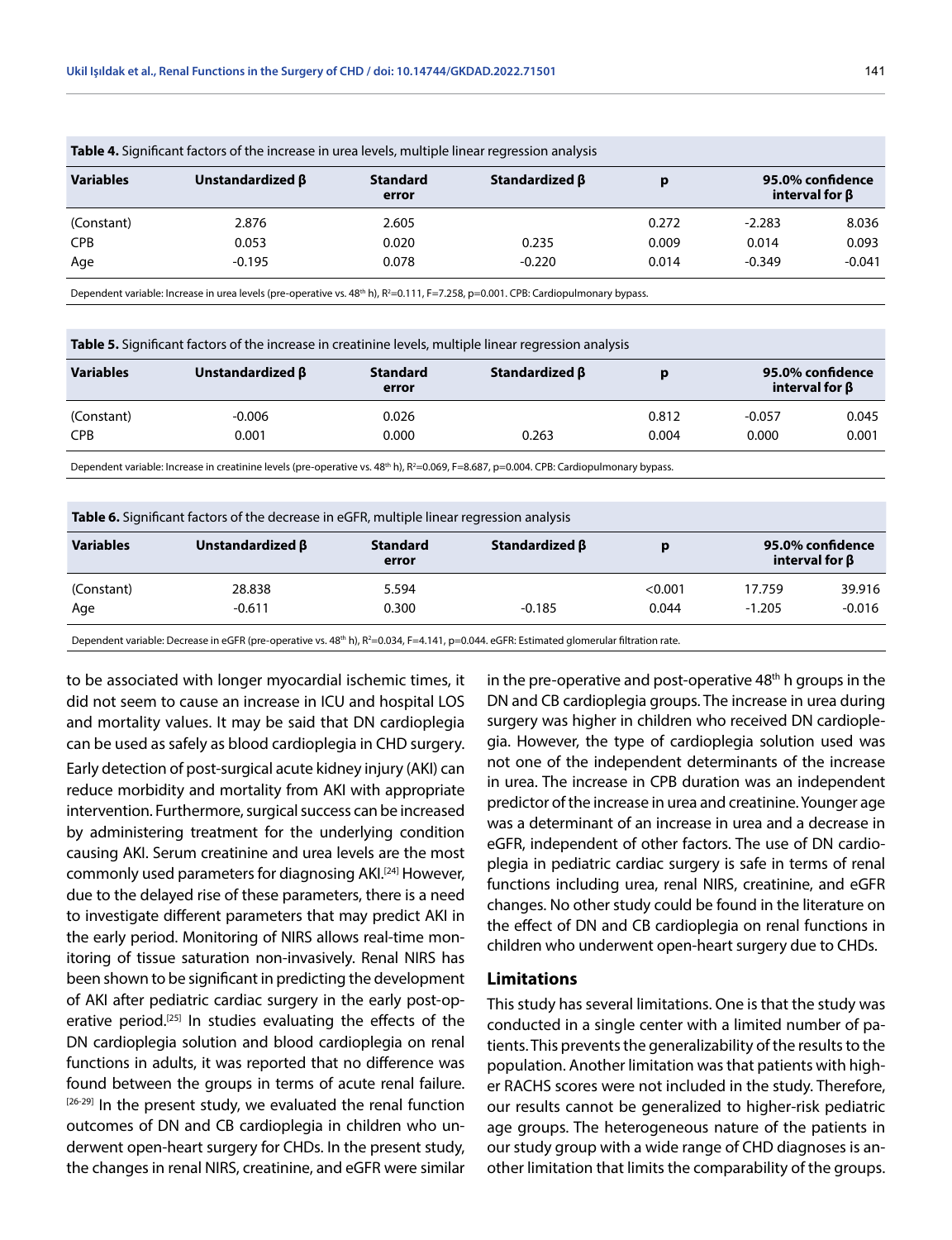**Table 4.** Significant factors of the increase in urea levels, multiple linear regression analysis

| Variables | Unstandardized β | Standard error | Standardized β | p | 95.0% confidence interval for β | |
|---|---|---|---|---|---|---|
| (Constant) | 2.876 | 2.605 | | 0.272 | -2.283 | 8.036 |
| CPB | 0.053 | 0.020 | 0.235 | 0.009 | 0.014 | 0.093 |
| Age | -0.195 | 0.078 | -0.220 | 0.014 | -0.349 | -0.041 |

Dependent variable: Increase in urea levels (pre-operative vs. 48th h), $R^2$=0.111, F=7.258, p=0.001. CPB: Cardiopulmonary bypass.

**Table 5.** Significant factors of the increase in creatinine levels, multiple linear regression analysis

| Variables | Unstandardized β | Standard error | Standardized β | p | 95.0% confidence interval for β | |
|---|---|---|---|---|---|---|
| (Constant) | -0.006 | 0.026 | | 0.812 | -0.057 | 0.045 |
| CPB | 0.001 | 0.000 | 0.263 | 0.004 | 0.000 | 0.001 |

Dependent variable: Increase in creatinine levels (pre-operative vs. 48th h), $R^2$=0.069, F=8.687, p=0.004. CPB: Cardiopulmonary bypass.

**Table 6.** Significant factors of the decrease in eGFR, multiple linear regression analysis

| Variables | Unstandardized β | Standard error | Standardized β | p | 95.0% confidence interval for β | |
|---|---|---|---|---|---|---|
| (Constant) | 28.838 | 5.594 | | <0.001 | 17.759 | 39.916 |
| Age | -0.611 | 0.300 | -0.185 | 0.044 | -1.205 | -0.016 |

Dependent variable: Decrease in eGFR (pre-operative vs. 48th h), $R^2$=0.034, F=4.141, p=0.044. eGFR: Estimated glomerular filtration rate.

to be associated with longer myocardial ischemic times, it did not seem to cause an increase in ICU and hospital LOS and mortality values. It may be said that DN cardioplegia can be used as safely as blood cardioplegia in CHD surgery.

Early detection of post-surgical acute kidney injury (AKI) can reduce morbidity and mortality from AKI with appropriate intervention. Furthermore, surgical success can be increased by administering treatment for the underlying condition causing AKI. Serum creatinine and urea levels are the most commonly used parameters for diagnosing AKI.[24] However, due to the delayed rise of these parameters, there is a need to investigate different parameters that may predict AKI in the early period. Monitoring of NIRS allows real-time monitoring of tissue saturation non-invasively. Renal NIRS has been shown to be significant in predicting the development of AKI after pediatric cardiac surgery in the early post-operative period.[25] In studies evaluating the effects of the DN cardioplegia solution and blood cardioplegia on renal functions in adults, it was reported that no difference was found between the groups in terms of acute renal failure.[26-29] In the present study, we evaluated the renal function outcomes of DN and CB cardioplegia in children who underwent open-heart surgery for CHDs. In the present study, the changes in renal NIRS, creatinine, and eGFR were similar in the pre-operative and post-operative 48th h groups in the DN and CB cardioplegia groups. The increase in urea during surgery was higher in children who received DN cardioplegia. However, the type of cardioplegia solution used was not one of the independent determinants of the increase in urea. The increase in CPB duration was an independent predictor of the increase in urea and creatinine. Younger age was a determinant of an increase in urea and a decrease in eGFR, independent of other factors. The use of DN cardioplegia in pediatric cardiac surgery is safe in terms of renal functions including urea, renal NIRS, creatinine, and eGFR changes. No other study could be found in the literature on the effect of DN and CB cardioplegia on renal functions in children who underwent open-heart surgery due to CHDs.

## Limitations

This study has several limitations. One is that the study was conducted in a single center with a limited number of patients. This prevents the generalizability of the results to the population. Another limitation was that patients with higher RACHS scores were not included in the study. Therefore, our results cannot be generalized to higher-risk pediatric age groups. The heterogeneous nature of the patients in our study group with a wide range of CHD diagnoses is another limitation that limits the comparability of the groups.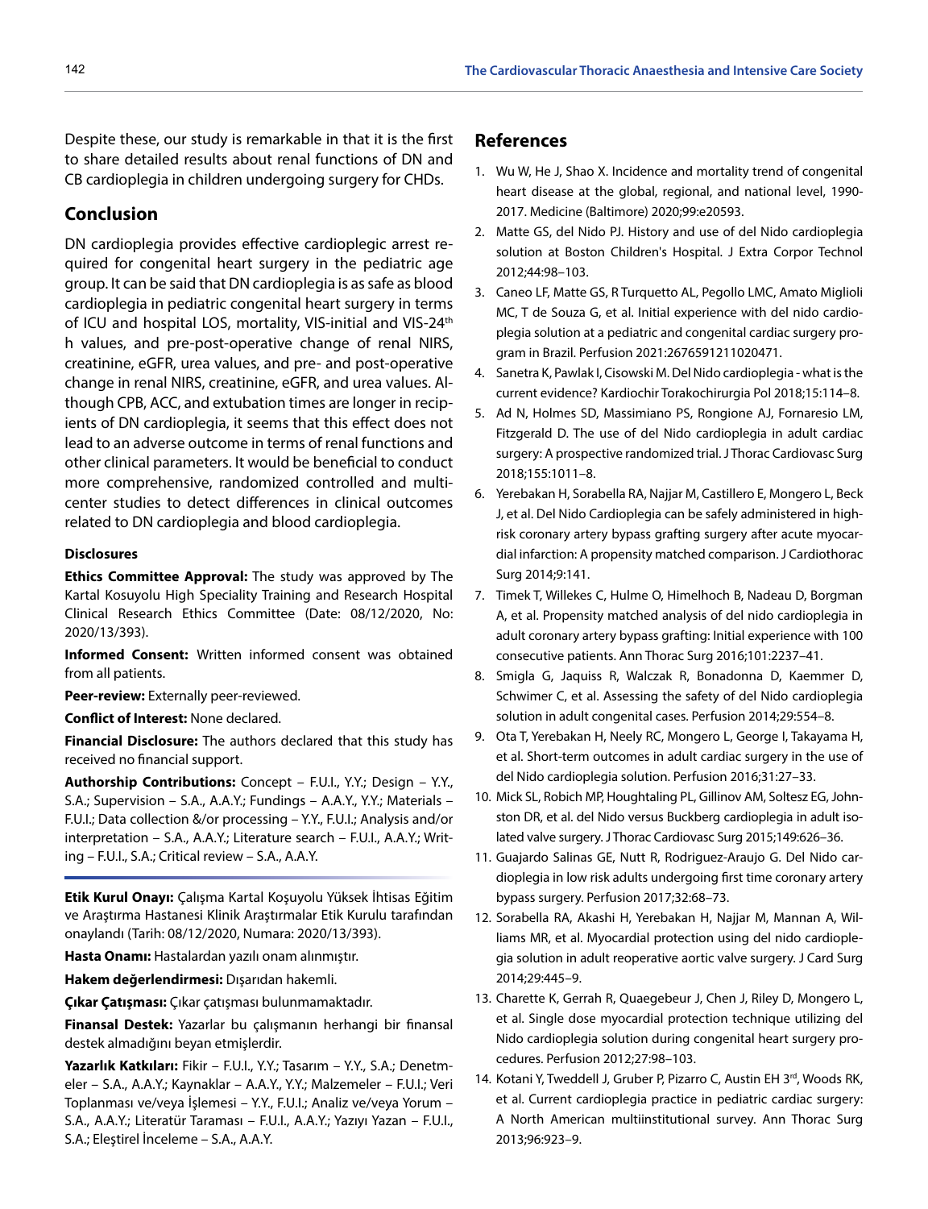Despite these, our study is remarkable in that it is the first to share detailed results about renal functions of DN and CB cardioplegia in children undergoing surgery for CHDs.

## Conclusion

DN cardioplegia provides effective cardioplegic arrest required for congenital heart surgery in the pediatric age group. It can be said that DN cardioplegia is as safe as blood cardioplegia in pediatric congenital heart surgery in terms of ICU and hospital LOS, mortality, VIS-initial and VIS-24$^{th}$ h values, and pre-post-operative change of renal NIRS, creatinine, eGFR, urea values, and pre- and post-operative change in renal NIRS, creatinine, eGFR, and urea values. Although CPB, ACC, and extubation times are longer in recipients of DN cardioplegia, it seems that this effect does not lead to an adverse outcome in terms of renal functions and other clinical parameters. It would be beneficial to conduct more comprehensive, randomized controlled and multicenter studies to detect differences in clinical outcomes related to DN cardioplegia and blood cardioplegia.

#### Disclosures

**Ethics Committee Approval:** The study was approved by The Kartal Kosuyolu High Speciality Training and Research Hospital Clinical Research Ethics Committee (Date: 08/12/2020, No: 2020/13/393).

**Informed Consent:** Written informed consent was obtained from all patients.

**Peer-review:** Externally peer-reviewed.

**Conflict of Interest:** None declared.

**Financial Disclosure:** The authors declared that this study has received no financial support.

**Authorship Contributions:** Concept – F.U.I., Y.Y.; Design – Y.Y., S.A.; Supervision – S.A., A.A.Y.; Fundings – A.A.Y., Y.Y.; Materials – F.U.I.; Data collection &/or processing – Y.Y., F.U.I.; Analysis and/or interpretation – S.A., A.A.Y.; Literature search – F.U.I., A.A.Y.; Writing – F.U.I., S.A.; Critical review – S.A., A.A.Y.

**Etik Kurul Onayı:** Çalışma Kartal Koşuyolu Yüksek İhtisas Eğitim ve Araştırma Hastanesi Klinik Araştırmalar Etik Kurulu tarafından onaylandı (Tarih: 08/12/2020, Numara: 2020/13/393).

**Hasta Onamı:** Hastalardan yazılı onam alınmıştır.

**Hakem değerlendirmesi:** Dışarıdan hakemli.

**Çıkar Çatışması:** Çıkar çatışması bulunmamaktadır.

**Finansal Destek:** Yazarlar bu çalışmanın herhangi bir finansal destek almadığını beyan etmişlerdir.

**Yazarlık Katkıları:** Fikir – F.U.I., Y.Y.; Tasarım – Y.Y., S.A.; Denetmeler – S.A., A.A.Y.; Kaynaklar – A.A.Y., Y.Y.; Malzemeler – F.U.I.; Veri Toplanması ve/veya İşlemesi – Y.Y., F.U.I.; Analiz ve/veya Yorum – S.A., A.A.Y.; Literatür Taraması – F.U.I., A.A.Y.; Yazıyı Yazan – F.U.I., S.A.; Eleştirel İnceleme – S.A., A.A.Y.

## References

1. Wu W, He J, Shao X. Incidence and mortality trend of congenital heart disease at the global, regional, and national level, 1990-2017. Medicine (Baltimore) 2020;99:e20593.
2. Matte GS, del Nido PJ. History and use of del Nido cardioplegia solution at Boston Children's Hospital. J Extra Corpor Technol 2012;44:98–103.
3. Caneo LF, Matte GS, R Turquetto AL, Pegollo LMC, Amato Miglioli MC, T de Souza G, et al. Initial experience with del nido cardioplegia solution at a pediatric and congenital cardiac surgery program in Brazil. Perfusion 2021:2676591211020471.
4. Sanetra K, Pawlak I, Cisowski M. Del Nido cardioplegia - what is the current evidence? Kardiochir Torakochirurgia Pol 2018;15:114–8.
5. Ad N, Holmes SD, Massimiano PS, Rongione AJ, Fornaresio LM, Fitzgerald D. The use of del Nido cardioplegia in adult cardiac surgery: A prospective randomized trial. J Thorac Cardiovasc Surg 2018;155:1011–8.
6. Yerebakan H, Sorabella RA, Najjar M, Castillero E, Mongero L, Beck J, et al. Del Nido Cardioplegia can be safely administered in high-risk coronary artery bypass grafting surgery after acute myocardial infarction: A propensity matched comparison. J Cardiothorac Surg 2014;9:141.
7. Timek T, Willekes C, Hulme O, Himelhoch B, Nadeau D, Borgman A, et al. Propensity matched analysis of del nido cardioplegia in adult coronary artery bypass grafting: Initial experience with 100 consecutive patients. Ann Thorac Surg 2016;101:2237–41.
8. Smigla G, Jaquiss R, Walczak R, Bonadonna D, Kaemmer D, Schwimer C, et al. Assessing the safety of del Nido cardioplegia solution in adult congenital cases. Perfusion 2014;29:554–8.
9. Ota T, Yerebakan H, Neely RC, Mongero L, George I, Takayama H, et al. Short-term outcomes in adult cardiac surgery in the use of del Nido cardioplegia solution. Perfusion 2016;31:27–33.
10. Mick SL, Robich MP, Houghtaling PL, Gillinov AM, Soltesz EG, Johnston DR, et al. del Nido versus Buckberg cardioplegia in adult isolated valve surgery. J Thorac Cardiovasc Surg 2015;149:626–36.
11. Guajardo Salinas GE, Nutt R, Rodriguez-Araujo G. Del Nido cardioplegia in low risk adults undergoing first time coronary artery bypass surgery. Perfusion 2017;32:68–73.
12. Sorabella RA, Akashi H, Yerebakan H, Najjar M, Mannan A, Williams MR, et al. Myocardial protection using del nido cardioplegia solution in adult reoperative aortic valve surgery. J Card Surg 2014;29:445–9.
13. Charette K, Gerrah R, Quaegebeur J, Chen J, Riley D, Mongero L, et al. Single dose myocardial protection technique utilizing del Nido cardioplegia solution during congenital heart surgery procedures. Perfusion 2012;27:98–103.
14. Kotani Y, Tweddell J, Gruber P, Pizarro C, Austin EH 3rd, Woods RK, et al. Current cardioplegia practice in pediatric cardiac surgery: A North American multiinstitutional survey. Ann Thorac Surg 2013;96:923–9.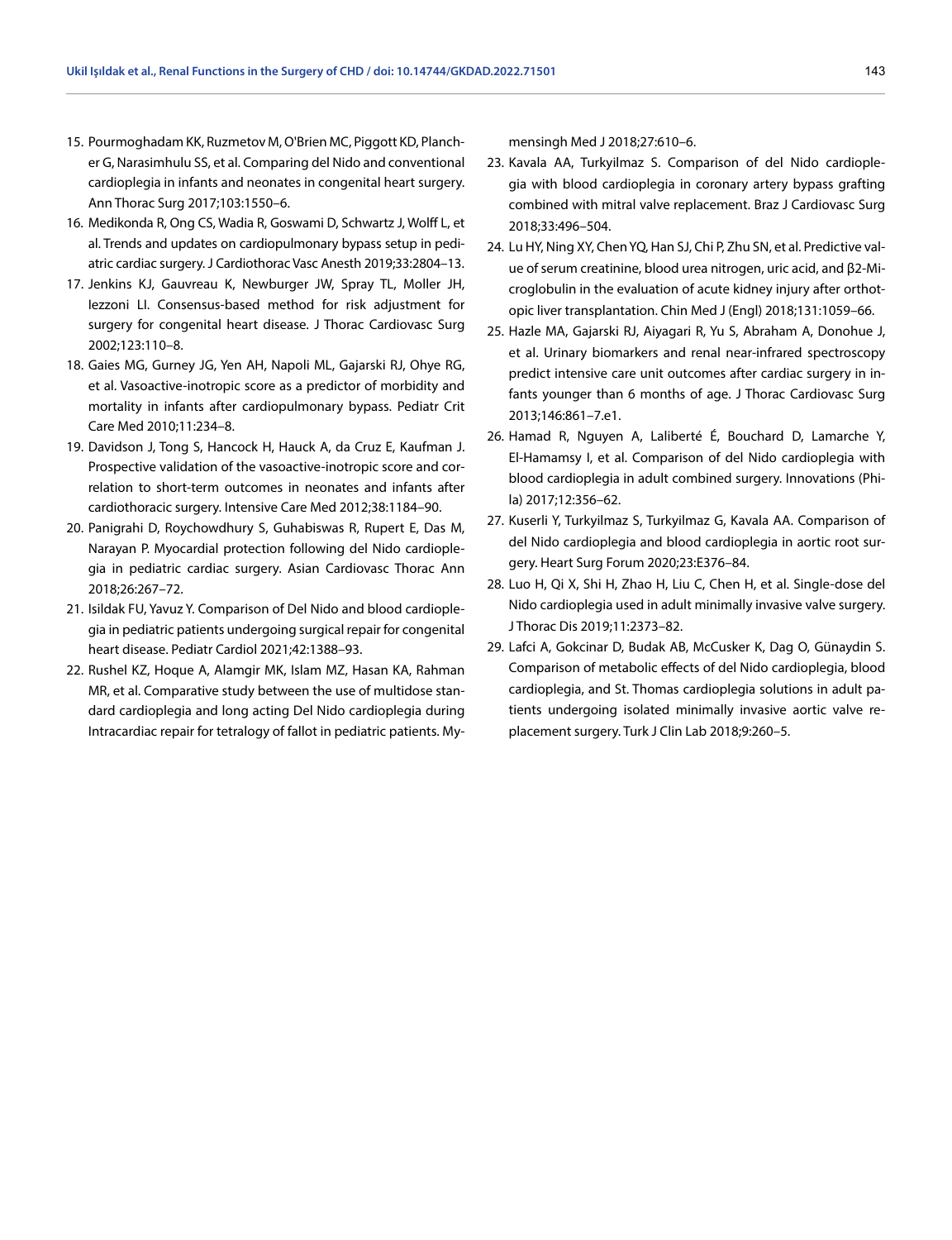15. Pourmoghadam KK, Ruzmetov M, O'Brien MC, Piggott KD, Plancher G, Narasimhulu SS, et al. Comparing del Nido and conventional cardioplegia in infants and neonates in congenital heart surgery. Ann Thorac Surg 2017;103:1550–6.
16. Medikonda R, Ong CS, Wadia R, Goswami D, Schwartz J, Wolff L, et al. Trends and updates on cardiopulmonary bypass setup in pediatric cardiac surgery. J Cardiothorac Vasc Anesth 2019;33:2804–13.
17. Jenkins KJ, Gauvreau K, Newburger JW, Spray TL, Moller JH, Iezzoni LI. Consensus-based method for risk adjustment for surgery for congenital heart disease. J Thorac Cardiovasc Surg 2002;123:110–8.
18. Gaies MG, Gurney JG, Yen AH, Napoli ML, Gajarski RJ, Ohye RG, et al. Vasoactive-inotropic score as a predictor of morbidity and mortality in infants after cardiopulmonary bypass. Pediatr Crit Care Med 2010;11:234–8.
19. Davidson J, Tong S, Hancock H, Hauck A, da Cruz E, Kaufman J. Prospective validation of the vasoactive-inotropic score and correlation to short-term outcomes in neonates and infants after cardiothoracic surgery. Intensive Care Med 2012;38:1184–90.
20. Panigrahi D, Roychowdhury S, Guhabiswas R, Rupert E, Das M, Narayan P. Myocardial protection following del Nido cardioplegia in pediatric cardiac surgery. Asian Cardiovasc Thorac Ann 2018;26:267–72.
21. Isildak FU, Yavuz Y. Comparison of Del Nido and blood cardioplegia in pediatric patients undergoing surgical repair for congenital heart disease. Pediatr Cardiol 2021;42:1388–93.
22. Rushel KZ, Hoque A, Alamgir MK, Islam MZ, Hasan KA, Rahman MR, et al. Comparative study between the use of multidose standard cardioplegia and long acting Del Nido cardioplegia during Intracardiac repair for tetralogy of fallot in pediatric patients. Mymensingh Med J 2018;27:610–6.
23. Kavala AA, Turkyilmaz S. Comparison of del Nido cardioplegia with blood cardioplegia in coronary artery bypass grafting combined with mitral valve replacement. Braz J Cardiovasc Surg 2018;33:496–504.
24. Lu HY, Ning XY, Chen YQ, Han SJ, Chi P, Zhu SN, et al. Predictive value of serum creatinine, blood urea nitrogen, uric acid, and β2-Microglobulin in the evaluation of acute kidney injury after orthotopic liver transplantation. Chin Med J (Engl) 2018;131:1059–66.
25. Hazle MA, Gajarski RJ, Aiyagari R, Yu S, Abraham A, Donohue J, et al. Urinary biomarkers and renal near-infrared spectroscopy predict intensive care unit outcomes after cardiac surgery in infants younger than 6 months of age. J Thorac Cardiovasc Surg 2013;146:861–7.e1.
26. Hamad R, Nguyen A, Laliberté É, Bouchard D, Lamarche Y, El-Hamamsy I, et al. Comparison of del Nido cardioplegia with blood cardioplegia in adult combined surgery. Innovations (Phila) 2017;12:356–62.
27. Kuserli Y, Turkyilmaz S, Turkyilmaz G, Kavala AA. Comparison of del Nido cardioplegia and blood cardioplegia in aortic root surgery. Heart Surg Forum 2020;23:E376–84.
28. Luo H, Qi X, Shi H, Zhao H, Liu C, Chen H, et al. Single-dose del Nido cardioplegia used in adult minimally invasive valve surgery. J Thorac Dis 2019;11:2373–82.
29. Lafci A, Gokcinar D, Budak AB, McCusker K, Dag O, Günaydin S. Comparison of metabolic effects of del Nido cardioplegia, blood cardioplegia, and St. Thomas cardioplegia solutions in adult patients undergoing isolated minimally invasive aortic valve replacement surgery. Turk J Clin Lab 2018;9:260–5.